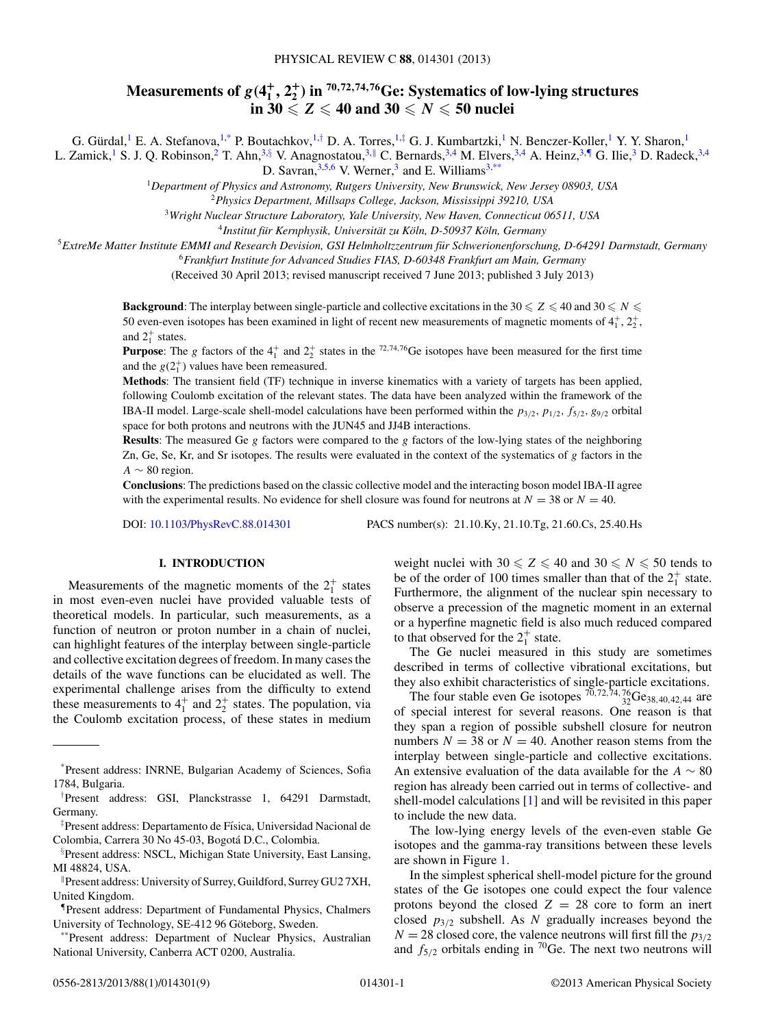# Measurements of $g(4_1^+, 2_2^+)$ in $^{70,72,74,76}$Ge: Systematics of low-lying structures in $30 \leqslant Z \leqslant 40$ and $30 \leqslant N \leqslant 50$ nuclei

G. Gürdal,[1] E. A. Stefanova,[1,*] P. Boutachkov,[1,†] D. A. Torres,[1,‡] G. J. Kumbartzki,[1] N. Benczer-Koller,[1] Y. Y. Sharon,[1] L. Zamick,[1] S. J. Q. Robinson,[2] T. Ahn,[3,§] V. Anagnostatou,[3,∥] C. Bernards,[3,4] M. Elvers,[3,4] A. Heinz,[3,¶] G. Ilie,[3] D. Radeck,[3,4] D. Savran,[3,5,6] V. Werner,[3] and E. Williams[3,**]

[1]*Department of Physics and Astronomy, Rutgers University, New Brunswick, New Jersey 08903, USA*
[2]*Physics Department, Millsaps College, Jackson, Mississippi 39210, USA*
[3]*Wright Nuclear Structure Laboratory, Yale University, New Haven, Connecticut 06511, USA*
[4]*Institut für Kernphysik, Universität zu Köln, D-50937 Köln, Germany*
[5]*ExtreMe Matter Institute EMMI and Research Devision, GSI Helmholtzzentrum für Schwerionenforschung, D-64291 Darmstadt, Germany*
[6]*Frankfurt Institute for Advanced Studies FIAS, D-60348 Frankfurt am Main, Germany*

(Received 30 April 2013; revised manuscript received 7 June 2013; published 3 July 2013)

**Background**: The interplay between single-particle and collective excitations in the $30 \leqslant Z \leqslant 40$ and $30 \leqslant N \leqslant 50$ even-even isotopes has been examined in light of recent new measurements of magnetic moments of $4_1^+$, $2_2^+$, and $2_1^+$ states.

**Purpose**: The $g$ factors of the $4_1^+$ and $2_2^+$ states in the $^{72,74,76}$Ge isotopes have been measured for the first time and the $g(2_1^+)$ values have been remeasured.

**Methods**: The transient field (TF) technique in inverse kinematics with a variety of targets has been applied, following Coulomb excitation of the relevant states. The data have been analyzed within the framework of the IBA-II model. Large-scale shell-model calculations have been performed within the $p_{3/2}$, $p_{1/2}$, $f_{5/2}$, $g_{9/2}$ orbital space for both protons and neutrons with the JUN45 and JJ4B interactions.

**Results**: The measured Ge $g$ factors were compared to the $g$ factors of the low-lying states of the neighboring Zn, Ge, Se, Kr, and Sr isotopes. The results were evaluated in the context of the systematics of $g$ factors in the $A \sim 80$ region.

**Conclusions**: The predictions based on the classic collective model and the interacting boson model IBA-II agree with the experimental results. No evidence for shell closure was found for neutrons at $N = 38$ or $N = 40$.

DOI: 10.1103/PhysRevC.88.014301 PACS number(s): 21.10.Ky, 21.10.Tg, 21.60.Cs, 25.40.Hs

## I. INTRODUCTION

Measurements of the magnetic moments of the $2_1^+$ states in most even-even nuclei have provided valuable tests of theoretical models. In particular, such measurements, as a function of neutron or proton number in a chain of nuclei, can highlight features of the interplay between single-particle and collective excitation degrees of freedom. In many cases the details of the wave functions can be elucidated as well. The experimental challenge arises from the difficulty to extend these measurements to $4_1^+$ and $2_2^+$ states. The population, via the Coulomb excitation process, of these states in medium weight nuclei with $30 \leqslant Z \leqslant 40$ and $30 \leqslant N \leqslant 50$ tends to be of the order of 100 times smaller than that of the $2_1^+$ state. Furthermore, the alignment of the nuclear spin necessary to observe a precession of the magnetic moment in an external or a hyperfine magnetic field is also much reduced compared to that observed for the $2_1^+$ state.

The Ge nuclei measured in this study are sometimes described in terms of collective vibrational excitations, but they also exhibit characteristics of single-particle excitations.

The four stable even Ge isotopes $^{70,72,74,76}_{\phantom{70,}32}\mathrm{Ge}_{38,40,42,44}$ are of special interest for several reasons. One reason is that they span a region of possible subshell closure for neutron numbers $N = 38$ or $N = 40$. Another reason stems from the interplay between single-particle and collective excitations. An extensive evaluation of the data available for the $A \sim 80$ region has already been carried out in terms of collective- and shell-model calculations [1] and will be revisited in this paper to include the new data.

The low-lying energy levels of the even-even stable Ge isotopes and the gamma-ray transitions between these levels are shown in Figure 1.

In the simplest spherical shell-model picture for the ground states of the Ge isotopes one could expect the four valence protons beyond the closed $Z = 28$ core to form an inert closed $p_{3/2}$ subshell. As $N$ gradually increases beyond the $N = 28$ closed core, the valence neutrons will first fill the $p_{3/2}$ and $f_{5/2}$ orbitals ending in $^{70}$Ge. The next two neutrons will

---

*Present address: INRNE, Bulgarian Academy of Sciences, Sofia 1784, Bulgaria.

†Present address: GSI, Planckstrasse 1, 64291 Darmstadt, Germany.

‡Present address: Departamento de Física, Universidad Nacional de Colombia, Carrera 30 No 45-03, Bogotá D.C., Colombia.

§Present address: NSCL, Michigan State University, East Lansing, MI 48824, USA.

∥Present address: University of Surrey, Guildford, Surrey GU2 7XH, United Kingdom.

¶Present address: Department of Fundamental Physics, Chalmers University of Technology, SE-412 96 Göteborg, Sweden.

**Present address: Department of Nuclear Physics, Australian National University, Canberra ACT 0200, Australia.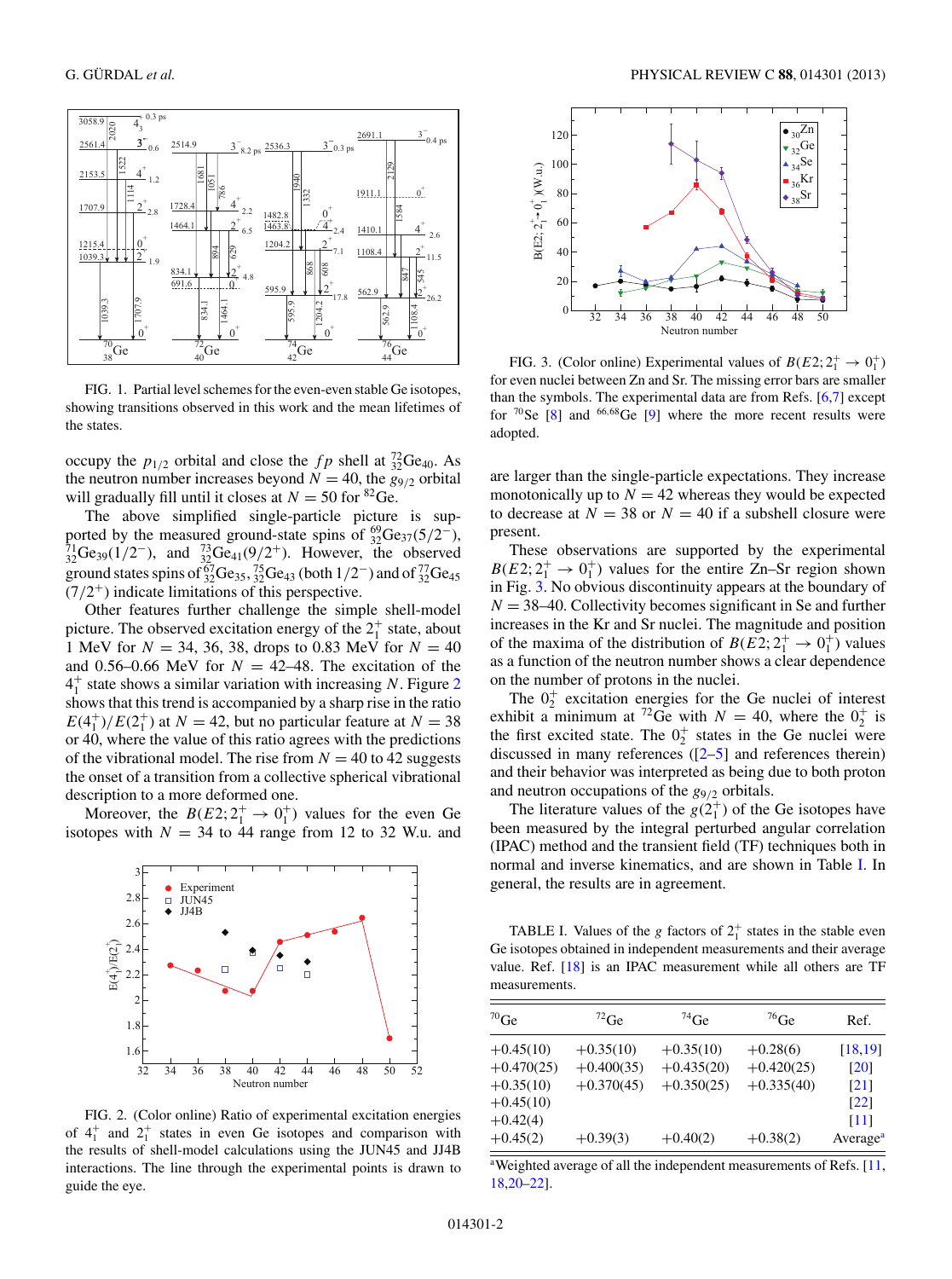FIG. 1. Partial level schemes for the even-even stable Ge isotopes, showing transitions observed in this work and the mean lifetimes of the states.

occupy the $p_{1/2}$ orbital and close the $fp$ shell at $^{72}_{32}\text{Ge}_{40}$. As the neutron number increases beyond $N = 40$, the $g_{9/2}$ orbital will gradually fill until it closes at $N = 50$ for $^{82}$Ge.

The above simplified single-particle picture is supported by the measured ground-state spins of $^{69}_{32}\text{Ge}_{37}(5/2^-)$, $^{71}_{32}\text{Ge}_{39}(1/2^-)$, and $^{73}_{32}\text{Ge}_{41}(9/2^+)$. However, the observed ground states spins of $^{67}_{32}\text{Ge}_{35}$, $^{75}_{32}\text{Ge}_{43}$ (both $1/2^-$) and of $^{77}_{32}\text{Ge}_{45}$ $(7/2^+)$ indicate limitations of this perspective.

Other features further challenge the simple shell-model picture. The observed excitation energy of the $2^+_1$ state, about 1 MeV for $N = 34$, 36, 38, drops to 0.83 MeV for $N = 40$ and 0.56–0.66 MeV for $N = 42$–48. The excitation of the $4^+_1$ state shows a similar variation with increasing $N$. Figure 2 shows that this trend is accompanied by a sharp rise in the ratio $E(4^+_1)/E(2^+_1)$ at $N = 42$, but no particular feature at $N = 38$ or 40, where the value of this ratio agrees with the predictions of the vibrational model. The rise from $N = 40$ to 42 suggests the onset of a transition from a collective spherical vibrational description to a more deformed one.

Moreover, the $B(E2; 2^+_1 \rightarrow 0^+_1)$ values for the even Ge isotopes with $N = 34$ to 44 range from 12 to 32 W.u. and are larger than the single-particle expectations. They increase monotonically up to $N = 42$ whereas they would be expected to decrease at $N = 38$ or $N = 40$ if a subshell closure were present.

FIG. 2. (Color online) Ratio of experimental excitation energies of $4^+_1$ and $2^+_1$ states in even Ge isotopes and comparison with the results of shell-model calculations using the JUN45 and JJ4B interactions. The line through the experimental points is drawn to guide the eye.

FIG. 3. (Color online) Experimental values of $B(E2; 2^+_1 \rightarrow 0^+_1)$ for even nuclei between Zn and Sr. The missing error bars are smaller than the symbols. The experimental data are from Refs. [6,7] except for $^{70}$Se [8] and $^{66,68}$Ge [9] where the more recent results were adopted.

These observations are supported by the experimental $B(E2; 2^+_1 \rightarrow 0^+_1)$ values for the entire Zn–Sr region shown in Fig. 3. No obvious discontinuity appears at the boundary of $N = 38$–40. Collectivity becomes significant in Se and further increases in the Kr and Sr nuclei. The magnitude and position of the maxima of the distribution of $B(E2; 2^+_1 \rightarrow 0^+_1)$ values as a function of the neutron number shows a clear dependence on the number of protons in the nuclei.

The $0^+_2$ excitation energies for the Ge nuclei of interest exhibit a minimum at $^{72}$Ge with $N = 40$, where the $0^+_2$ is the first excited state. The $0^+_2$ states in the Ge nuclei were discussed in many references ([2–5] and references therein) and their behavior was interpreted as being due to both proton and neutron occupations of the $g_{9/2}$ orbitals.

The literature values of the $g(2^+_1)$ of the Ge isotopes have been measured by the integral perturbed angular correlation (IPAC) method and the transient field (TF) techniques both in normal and inverse kinematics, and are shown in Table I. In general, the results are in agreement.

TABLE I. Values of the $g$ factors of $2^+_1$ states in the stable even Ge isotopes obtained in independent measurements and their average value. Ref. [18] is an IPAC measurement while all others are TF measurements.

| $^{70}$Ge | $^{72}$Ge | $^{74}$Ge | $^{76}$Ge | Ref. |
|---|---|---|---|---|
| +0.45(10) | +0.35(10) | +0.35(10) | +0.28(6) | [18,19] |
| +0.470(25) | +0.400(35) | +0.435(20) | +0.420(25) | [20] |
| +0.35(10) | +0.370(45) | +0.350(25) | +0.335(40) | [21] |
| +0.45(10) | | | | [22] |
| +0.42(4) | | | | [11] |
| +0.45(2) | +0.39(3) | +0.40(2) | +0.38(2) | Average[a] |

[a]Weighted average of all the independent measurements of Refs. [11, 18,20–22].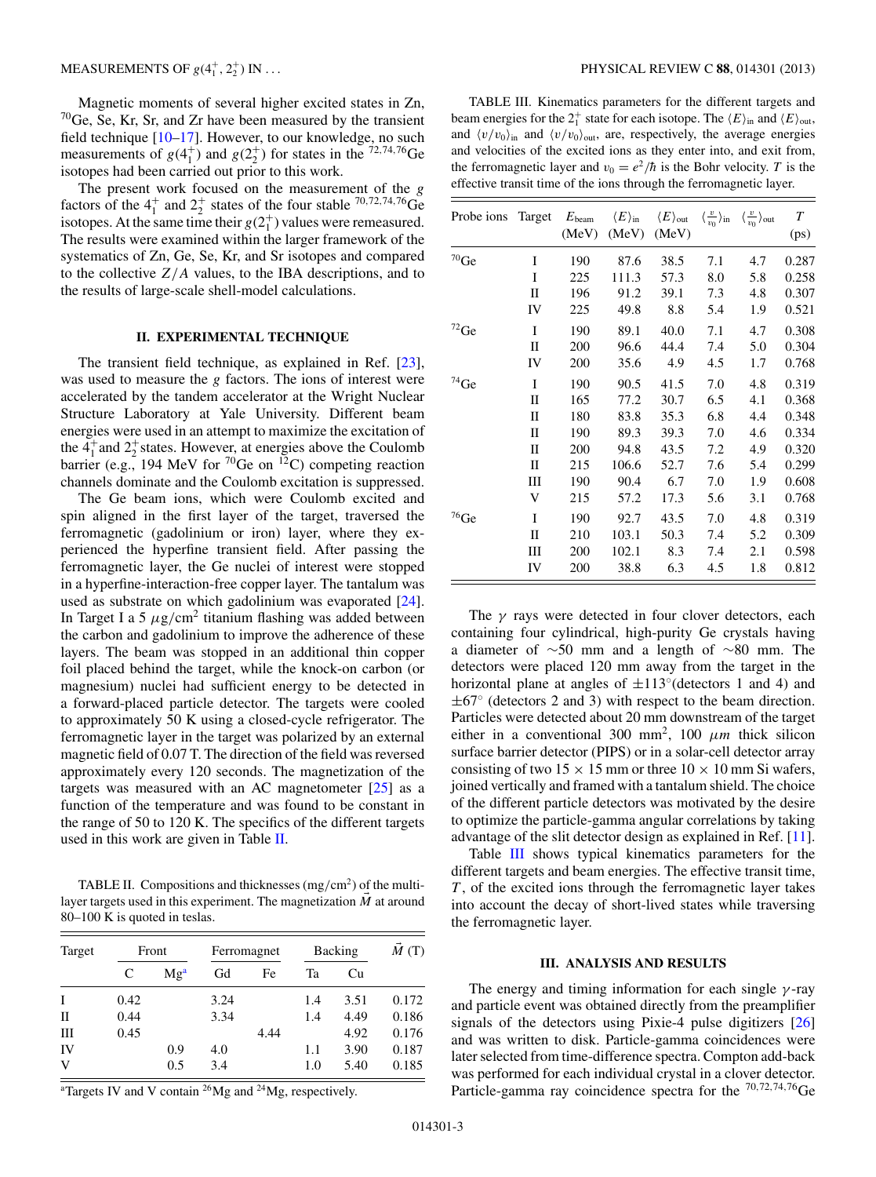Magnetic moments of several higher excited states in Zn, $^{70}$Ge, Se, Kr, Sr, and Zr have been measured by the transient field technique [10–17]. However, to our knowledge, no such measurements of $g(4_1^+)$ and $g(2_2^+)$ for states in the $^{72,74,76}$Ge isotopes had been carried out prior to this work.

The present work focused on the measurement of the $g$ factors of the $4_1^+$ and $2_2^+$ states of the four stable $^{70,72,74,76}$Ge isotopes. At the same time their $g(2_1^+)$ values were remeasured. The results were examined within the larger framework of the systematics of Zn, Ge, Se, Kr, and Sr isotopes and compared to the collective $Z/A$ values, to the IBA descriptions, and to the results of large-scale shell-model calculations.

## II. EXPERIMENTAL TECHNIQUE

The transient field technique, as explained in Ref. [23], was used to measure the $g$ factors. The ions of interest were accelerated by the tandem accelerator at the Wright Nuclear Structure Laboratory at Yale University. Different beam energies were used in an attempt to maximize the excitation of the $4_1^+$ and $2_2^+$ states. However, at energies above the Coulomb barrier (e.g., 194 MeV for $^{70}$Ge on $^{12}$C) competing reaction channels dominate and the Coulomb excitation is suppressed.

The Ge beam ions, which were Coulomb excited and spin aligned in the first layer of the target, traversed the ferromagnetic (gadolinium or iron) layer, where they experienced the hyperfine transient field. After passing the ferromagnetic layer, the Ge nuclei of interest were stopped in a hyperfine-interaction-free copper layer. The tantalum was used as substrate on which gadolinium was evaporated [24]. In Target I a 5 $\mu$g/cm$^2$ titanium flashing was added between the carbon and gadolinium to improve the adherence of these layers. The beam was stopped in an additional thin copper foil placed behind the target, while the knock-on carbon (or magnesium) nuclei had sufficient energy to be detected in a forward-placed particle detector. The targets were cooled to approximately 50 K using a closed-cycle refrigerator. The ferromagnetic layer in the target was polarized by an external magnetic field of 0.07 T. The direction of the field was reversed approximately every 120 seconds. The magnetization of the targets was measured with an AC magnetometer [25] as a function of the temperature and was found to be constant in the range of 50 to 120 K. The specifics of the different targets used in this work are given in Table II.

TABLE II. Compositions and thicknesses (mg/cm$^2$) of the multilayer targets used in this experiment. The magnetization $\vec{M}$ at around 80–100 K is quoted in teslas.

| Target | Front | | Ferromagnet | | Backing | | $\vec{M}$ (T) |
|---|---|---|---|---|---|---|---|
| | C | Mg[a] | Gd | Fe | Ta | Cu | |
| I | 0.42 | | 3.24 | | 1.4 | 3.51 | 0.172 |
| II | 0.44 | | 3.34 | | 1.4 | 4.49 | 0.186 |
| III | 0.45 | | | 4.44 | | 4.92 | 0.176 |
| IV | | 0.9 | 4.0 | | 1.1 | 3.90 | 0.187 |
| V | | 0.5 | 3.4 | | 1.0 | 5.40 | 0.185 |

[a]Targets IV and V contain $^{26}$Mg and $^{24}$Mg, respectively.

TABLE III. Kinematics parameters for the different targets and beam energies for the $2_1^+$ state for each isotope. The $\langle E\rangle_{\rm in}$ and $\langle E\rangle_{\rm out}$, and $\langle v/v_0\rangle_{\rm in}$ and $\langle v/v_0\rangle_{\rm out}$, are, respectively, the average energies and velocities of the excited ions as they enter into, and exit from, the ferromagnetic layer and $v_0 = e^2/\hbar$ is the Bohr velocity. $T$ is the effective transit time of the ions through the ferromagnetic layer.

| Probe ions | Target | $E_{\rm beam}$ (MeV) | $\langle E\rangle_{\rm in}$ (MeV) | $\langle E\rangle_{\rm out}$ (MeV) | $\langle\frac{v}{v_0}\rangle_{\rm in}$ | $\langle\frac{v}{v_0}\rangle_{\rm out}$ | $T$ (ps) |
|---|---|---|---|---|---|---|---|
| $^{70}$Ge | I | 190 | 87.6 | 38.5 | 7.1 | 4.7 | 0.287 |
| | I | 225 | 111.3 | 57.3 | 8.0 | 5.8 | 0.258 |
| | II | 196 | 91.2 | 39.1 | 7.3 | 4.8 | 0.307 |
| | IV | 225 | 49.8 | 8.8 | 5.4 | 1.9 | 0.521 |
| $^{72}$Ge | I | 190 | 89.1 | 40.0 | 7.1 | 4.7 | 0.308 |
| | II | 200 | 96.6 | 44.4 | 7.4 | 5.0 | 0.304 |
| | IV | 200 | 35.6 | 4.9 | 4.5 | 1.7 | 0.768 |
| $^{74}$Ge | I | 190 | 90.5 | 41.5 | 7.0 | 4.8 | 0.319 |
| | II | 165 | 77.2 | 30.7 | 6.5 | 4.1 | 0.368 |
| | II | 180 | 83.8 | 35.3 | 6.8 | 4.4 | 0.348 |
| | II | 190 | 89.3 | 39.3 | 7.0 | 4.6 | 0.334 |
| | II | 200 | 94.8 | 43.5 | 7.2 | 4.9 | 0.320 |
| | II | 215 | 106.6 | 52.7 | 7.6 | 5.4 | 0.299 |
| | III | 190 | 90.4 | 6.7 | 7.0 | 1.9 | 0.608 |
| | V | 215 | 57.2 | 17.3 | 5.6 | 3.1 | 0.768 |
| $^{76}$Ge | I | 190 | 92.7 | 43.5 | 7.0 | 4.8 | 0.319 |
| | II | 210 | 103.1 | 50.3 | 7.4 | 5.2 | 0.309 |
| | III | 200 | 102.1 | 8.3 | 7.4 | 2.1 | 0.598 |
| | IV | 200 | 38.8 | 6.3 | 4.5 | 1.8 | 0.812 |

The $\gamma$ rays were detected in four clover detectors, each containing four cylindrical, high-purity Ge crystals having a diameter of $\sim$50 mm and a length of $\sim$80 mm. The detectors were placed 120 mm away from the target in the horizontal plane at angles of $\pm113^\circ$(detectors 1 and 4) and $\pm67^\circ$ (detectors 2 and 3) with respect to the beam direction. Particles were detected about 20 mm downstream of the target either in a conventional 300 mm$^2$, 100 $\mu m$ thick silicon surface barrier detector (PIPS) or in a solar-cell detector array consisting of two 15 $\times$ 15 mm or three 10 $\times$ 10 mm Si wafers, joined vertically and framed with a tantalum shield. The choice of the different particle detectors was motivated by the desire to optimize the particle-gamma angular correlations by taking advantage of the slit detector design as explained in Ref. [11].

Table III shows typical kinematics parameters for the different targets and beam energies. The effective transit time, $T$, of the excited ions through the ferromagnetic layer takes into account the decay of short-lived states while traversing the ferromagnetic layer.

## III. ANALYSIS AND RESULTS

The energy and timing information for each single $\gamma$-ray and particle event was obtained directly from the preamplifier signals of the detectors using Pixie-4 pulse digitizers [26] and was written to disk. Particle-gamma coincidences were later selected from time-difference spectra. Compton add-back was performed for each individual crystal in a clover detector. Particle-gamma ray coincidence spectra for the $^{70,72,74,76}$Ge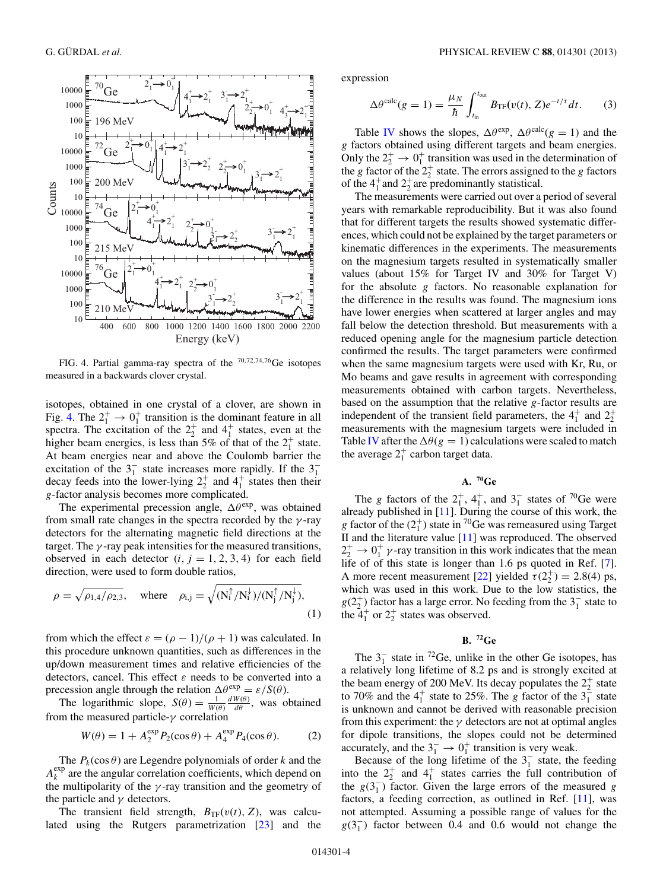FIG. 4. Partial gamma-ray spectra of the $^{70,72,74,76}$Ge isotopes measured in a backwards clover crystal.

isotopes, obtained in one crystal of a clover, are shown in Fig. 4. The $2_1^+ \rightarrow 0_1^+$ transition is the dominant feature in all spectra. The excitation of the $2_2^+$ and $4_1^+$ states, even at the higher beam energies, is less than 5% of that of the $2_1^+$ state. At beam energies near and above the Coulomb barrier the excitation of the $3_1^-$ state increases more rapidly. If the $3_1^-$ decay feeds into the lower-lying $2_2^+$ and $4_1^+$ states then their $g$-factor analysis becomes more complicated.

The experimental precession angle, $\Delta\theta^{\text{exp}}$, was obtained from small rate changes in the spectra recorded by the $\gamma$-ray detectors for the alternating magnetic field directions at the target. The $\gamma$-ray peak intensities for the measured transitions, observed in each detector ($i, j = 1, 2, 3, 4$) for each field direction, were used to form double ratios,

$$\rho = \sqrt{\rho_{1,4}/\rho_{2,3}}, \quad \text{where} \quad \rho_{\text{i,j}} = \sqrt{(N_i^{\uparrow}/N_i^{\downarrow})/(N_j^{\uparrow}/N_j^{\downarrow})}, \tag{1}$$

from which the effect $\varepsilon = (\rho - 1)/(\rho + 1)$ was calculated. In this procedure unknown quantities, such as differences in the up/down measurement times and relative efficiencies of the detectors, cancel. This effect $\varepsilon$ needs to be converted into a precession angle through the relation $\Delta\theta^{\text{exp}} = \varepsilon/S(\theta)$.

The logarithmic slope, $S(\theta) = \frac{1}{W(\theta)}\frac{dW(\theta)}{d\theta}$, was obtained from the measured particle-$\gamma$ correlation

$$W(\theta) = 1 + A_2^{\text{exp}} P_2(\cos\theta) + A_4^{\text{exp}} P_4(\cos\theta). \tag{2}$$

The $P_k(\cos\theta)$ are Legendre polynomials of order $k$ and the $A_k^{\text{exp}}$ are the angular correlation coefficients, which depend on the multipolarity of the $\gamma$-ray transition and the geometry of the particle and $\gamma$ detectors.

The transient field strength, $B_{\text{TF}}(v(t), Z)$, was calculated using the Rutgers parametrization [23] and the expression

$$\Delta\theta^{\text{calc}}(g = 1) = \frac{\mu_N}{\hbar}\int_{t_{\text{in}}}^{t_{\text{out}}} B_{\text{TF}}(v(t), Z) e^{-t/\tau} dt. \tag{3}$$

Table IV shows the slopes, $\Delta\theta^{\text{exp}}$, $\Delta\theta^{\text{calc}}(g = 1)$ and the $g$ factors obtained using different targets and beam energies. Only the $2_2^+ \rightarrow 0_1^+$ transition was used in the determination of the $g$ factor of the $2_2^+$ state. The errors assigned to the $g$ factors of the $4_1^+$ and $2_2^+$ are predominantly statistical.

The measurements were carried out over a period of several years with remarkable reproducibility. But it was also found that for different targets the results showed systematic differences, which could not be explained by the target parameters or kinematic differences in the experiments. The measurements on the magnesium targets resulted in systematically smaller values (about 15% for Target IV and 30% for Target V) for the absolute $g$ factors. No reasonable explanation for the difference in the results was found. The magnesium ions have lower energies when scattered at larger angles and may fall below the detection threshold. But measurements with a reduced opening angle for the magnesium particle detection confirmed the results. The target parameters were confirmed when the same magnesium targets were used with Kr, Ru, or Mo beams and gave results in agreement with corresponding measurements obtained with carbon targets. Nevertheless, based on the assumption that the relative $g$-factor results are independent of the transient field parameters, the $4_1^+$ and $2_2^+$ measurements with the magnesium targets were included in Table IV after the $\Delta\theta(g = 1)$ calculations were scaled to match the average $2_1^+$ carbon target data.

### A. $^{70}$Ge

The $g$ factors of the $2_1^+$, $4_1^+$, and $3_1^-$ states of $^{70}$Ge were already published in [11]. During the course of this work, the $g$ factor of the ($2_1^+$) state in $^{70}$Ge was remeasured using Target II and the literature value [11] was reproduced. The observed $2_2^+ \rightarrow 0_1^+$ $\gamma$-ray transition in this work indicates that the mean life of this state is longer than 1.6 ps quoted in Ref. [7]. A more recent measurement [22] yielded $\tau(2_2^+) = 2.8(4)$ ps, which was used in this work. Due to the low statistics, the $g(2_2^+)$ factor has a large error. No feeding from the $3_1^-$ state to the $4_1^+$ or $2_2^+$ states was observed.

### B. $^{72}$Ge

The $3_1^-$ state in $^{72}$Ge, unlike in the other Ge isotopes, has a relatively long lifetime of 8.2 ps and is strongly excited at the beam energy of 200 MeV. Its decay populates the $2_2^+$ state to 70% and the $4_1^+$ state to 25%. The $g$ factor of the $3_1^-$ state is unknown and cannot be derived with reasonable precision from this experiment: the $\gamma$ detectors are not at optimal angles for dipole transitions, the slopes could not be determined accurately, and the $3_1^- \rightarrow 0_1^+$ transition is very weak.

Because of the long lifetime of the $3_1^-$ state, the feeding into the $2_2^+$ and $4_1^+$ states carries the full contribution of the $g(3_1^-)$ factor. Given the large errors of the measured $g$ factors, a feeding correction, as outlined in Ref. [11], was not attempted. Assuming a possible range of values for the $g(3_1^-)$ factor between 0.4 and 0.6 would not change the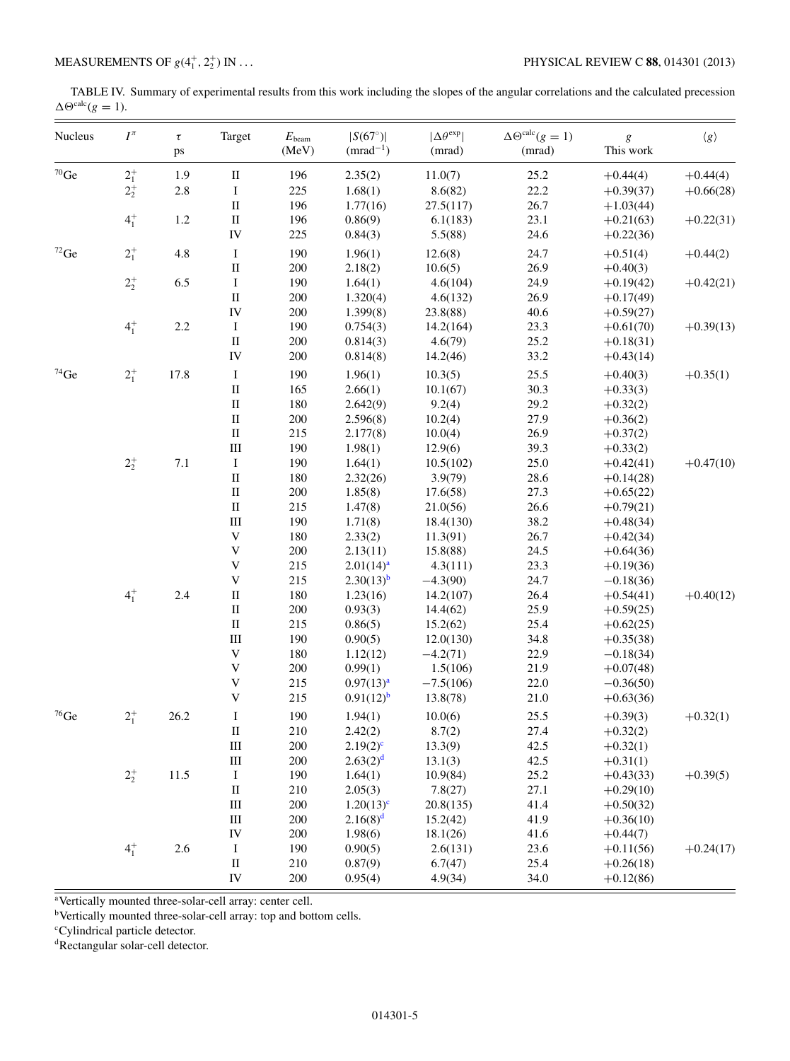TABLE IV. Summary of experimental results from this work including the slopes of the angular correlations and the calculated precession $\Delta\Theta^{calc}(g=1)$.

| Nucleus | $I^\pi$ | $\tau$ ps | Target | $E_{beam}$ (MeV) | $\lvert S(67^\circ)\rvert$ (mrad$^{-1}$) | $\lvert\Delta\theta^{exp}\rvert$ (mrad) | $\Delta\Theta^{calc}(g=1)$ (mrad) | $g$ This work | $\langle g\rangle$ |
|---|---|---|---|---|---|---|---|---|---|
| $^{70}$Ge | $2_1^+$ | 1.9 | II | 196 | 2.35(2) | 11.0(7) | 25.2 | +0.44(4) | +0.44(4) |
| | $2_2^+$ | 2.8 | I | 225 | 1.68(1) | 8.6(82) | 22.2 | +0.39(37) | +0.66(28) |
| | | | II | 196 | 1.77(16) | 27.5(117) | 26.7 | +1.03(44) | |
| | $4_1^+$ | 1.2 | II | 196 | 0.86(9) | 6.1(183) | 23.1 | +0.21(63) | +0.22(31) |
| | | | IV | 225 | 0.84(3) | 5.5(88) | 24.6 | +0.22(36) | |
| $^{72}$Ge | $2_1^+$ | 4.8 | I | 190 | 1.96(1) | 12.6(8) | 24.7 | +0.51(4) | +0.44(2) |
| | | | II | 200 | 2.18(2) | 10.6(5) | 26.9 | +0.40(3) | |
| | $2_2^+$ | 6.5 | I | 190 | 1.64(1) | 4.6(104) | 24.9 | +0.19(42) | +0.42(21) |
| | | | II | 200 | 1.320(4) | 4.6(132) | 26.9 | +0.17(49) | |
| | | | IV | 200 | 1.399(8) | 23.8(88) | 40.6 | +0.59(27) | |
| | $4_1^+$ | 2.2 | I | 190 | 0.754(3) | 14.2(164) | 23.3 | +0.61(70) | +0.39(13) |
| | | | II | 200 | 0.814(3) | 4.6(79) | 25.2 | +0.18(31) | |
| | | | IV | 200 | 0.814(8) | 14.2(46) | 33.2 | +0.43(14) | |
| $^{74}$Ge | $2_1^+$ | 17.8 | I | 190 | 1.96(1) | 10.3(5) | 25.5 | +0.40(3) | +0.35(1) |
| | | | II | 165 | 2.66(1) | 10.1(67) | 30.3 | +0.33(3) | |
| | | | II | 180 | 2.642(9) | 9.2(4) | 29.2 | +0.32(2) | |
| | | | II | 200 | 2.596(8) | 10.2(4) | 27.9 | +0.36(2) | |
| | | | II | 215 | 2.177(8) | 10.0(4) | 26.9 | +0.37(2) | |
| | | | III | 190 | 1.98(1) | 12.9(6) | 39.3 | +0.33(2) | |
| | $2_2^+$ | 7.1 | I | 190 | 1.64(1) | 10.5(102) | 25.0 | +0.42(41) | +0.47(10) |
| | | | II | 180 | 2.32(26) | 3.9(79) | 28.6 | +0.14(28) | |
| | | | II | 200 | 1.85(8) | 17.6(58) | 27.3 | +0.65(22) | |
| | | | II | 215 | 1.47(8) | 21.0(56) | 26.6 | +0.79(21) | |
| | | | III | 190 | 1.71(8) | 18.4(130) | 38.2 | +0.48(34) | |
| | | | V | 180 | 2.33(2) | 11.3(91) | 26.7 | +0.42(34) | |
| | | | V | 200 | 2.13(11) | 15.8(88) | 24.5 | +0.64(36) | |
| | | | V | 215 | 2.01(14)[a] | 4.3(111) | 23.3 | +0.19(36) | |
| | | | V | 215 | 2.30(13)[b] | −4.3(90) | 24.7 | −0.18(36) | |
| | $4_1^+$ | 2.4 | II | 180 | 1.23(16) | 14.2(107) | 26.4 | +0.54(41) | +0.40(12) |
| | | | II | 200 | 0.93(3) | 14.4(62) | 25.9 | +0.59(25) | |
| | | | II | 215 | 0.86(5) | 15.2(62) | 25.4 | +0.62(25) | |
| | | | III | 190 | 0.90(5) | 12.0(130) | 34.8 | +0.35(38) | |
| | | | V | 180 | 1.12(12) | −4.2(71) | 22.9 | −0.18(34) | |
| | | | V | 200 | 0.99(1) | 1.5(106) | 21.9 | +0.07(48) | |
| | | | V | 215 | 0.97(13)[a] | −7.5(106) | 22.0 | −0.36(50) | |
| | | | V | 215 | 0.91(12)[b] | 13.8(78) | 21.0 | +0.63(36) | |
| $^{76}$Ge | $2_1^+$ | 26.2 | I | 190 | 1.94(1) | 10.0(6) | 25.5 | +0.39(3) | +0.32(1) |
| | | | II | 210 | 2.42(2) | 8.7(2) | 27.4 | +0.32(2) | |
| | | | III | 200 | 2.19(2)[c] | 13.3(9) | 42.5 | +0.32(1) | |
| | | | III | 200 | 2.63(2)[d] | 13.1(3) | 42.5 | +0.31(1) | |
| | $2_2^+$ | 11.5 | I | 190 | 1.64(1) | 10.9(84) | 25.2 | +0.43(33) | +0.39(5) |
| | | | II | 210 | 2.05(3) | 7.8(27) | 27.1 | +0.29(10) | |
| | | | III | 200 | 1.20(13)[c] | 20.8(135) | 41.4 | +0.50(32) | |
| | | | III | 200 | 2.16(8)[d] | 15.2(42) | 41.9 | +0.36(10) | |
| | | | IV | 200 | 1.98(6) | 18.1(26) | 41.6 | +0.44(7) | |
| | $4_1^+$ | 2.6 | I | 190 | 0.90(5) | 2.6(131) | 23.6 | +0.11(56) | +0.24(17) |
| | | | II | 210 | 0.87(9) | 6.7(47) | 25.4 | +0.26(18) | |
| | | | IV | 200 | 0.95(4) | 4.9(34) | 34.0 | +0.12(86) | |

[a]Vertically mounted three-solar-cell array: center cell.
[b]Vertically mounted three-solar-cell array: top and bottom cells.
[c]Cylindrical particle detector.
[d]Rectangular solar-cell detector.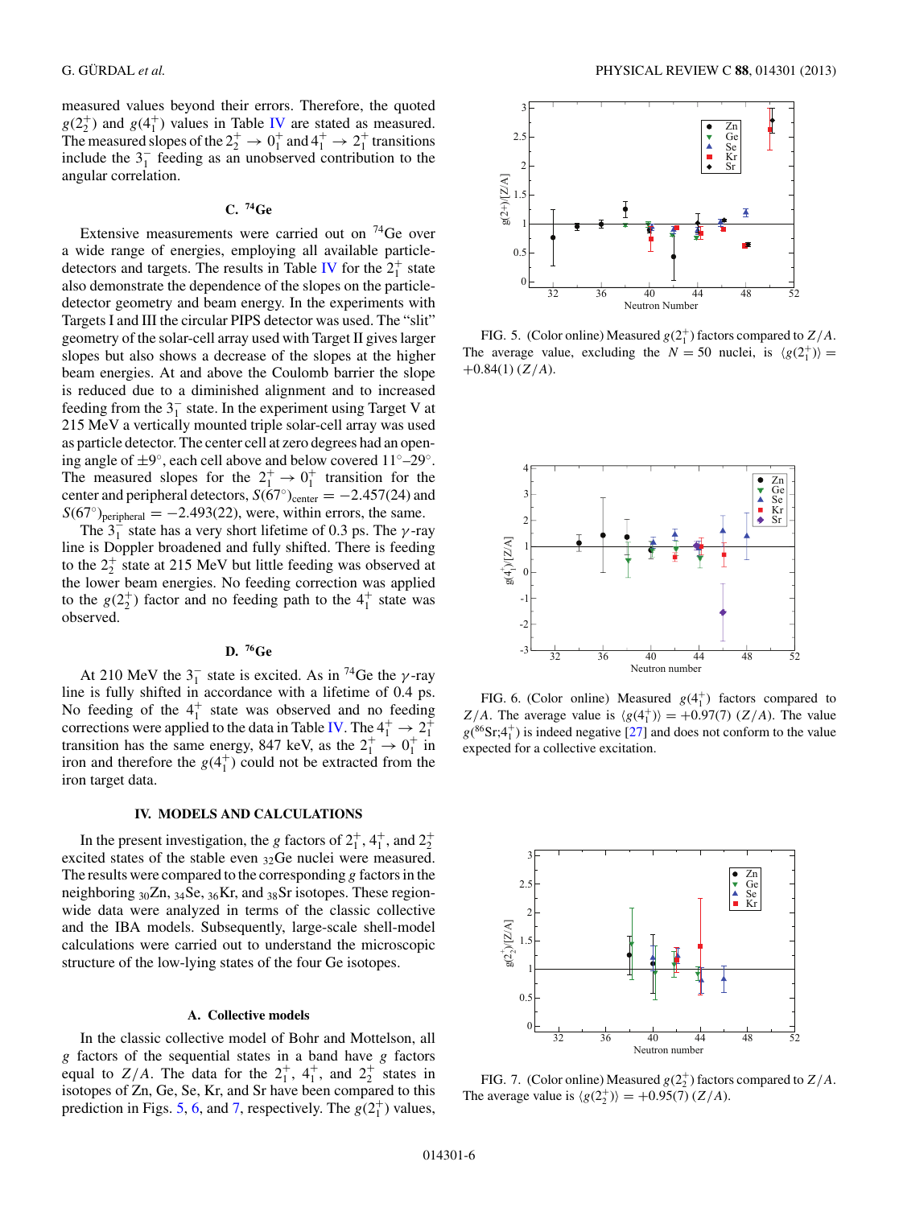measured values beyond their errors. Therefore, the quoted $g(2_2^+)$ and $g(4_1^+)$ values in Table IV are stated as measured. The measured slopes of the $2_2^+ \rightarrow 0_1^+$ and $4_1^+ \rightarrow 2_1^+$ transitions include the $3_1^-$ feeding as an unobserved contribution to the angular correlation.

### C. $^{74}$Ge

Extensive measurements were carried out on $^{74}$Ge over a wide range of energies, employing all available particle-detectors and targets. The results in Table IV for the $2_1^+$ state also demonstrate the dependence of the slopes on the particle-detector geometry and beam energy. In the experiments with Targets I and III the circular PIPS detector was used. The "slit" geometry of the solar-cell array used with Target II gives larger slopes but also shows a decrease of the slopes at the higher beam energies. At and above the Coulomb barrier the slope is reduced due to a diminished alignment and to increased feeding from the $3_1^-$ state. In the experiment using Target V at 215 MeV a vertically mounted triple solar-cell array was used as particle detector. The center cell at zero degrees had an opening angle of ±9°, each cell above and below covered 11°–29°. The measured slopes for the $2_1^+ \rightarrow 0_1^+$ transition for the center and peripheral detectors, $S(67^\circ)_{\mathrm{center}} = -2.457(24)$ and $S(67^\circ)_{\mathrm{peripheral}} = -2.493(22)$, were, within errors, the same.

The $3_1^-$ state has a very short lifetime of 0.3 ps. The $\gamma$-ray line is Doppler broadened and fully shifted. There is feeding to the $2_2^+$ state at 215 MeV but little feeding was observed at the lower beam energies. No feeding correction was applied to the $g(2_2^+)$ factor and no feeding path to the $4_1^+$ state was observed.

### D. $^{76}$Ge

At 210 MeV the $3_1^-$ state is excited. As in $^{74}$Ge the $\gamma$-ray line is fully shifted in accordance with a lifetime of 0.4 ps. No feeding of the $4_1^+$ state was observed and no feeding corrections were applied to the data in Table IV. The $4_1^+ \rightarrow 2_1^+$ transition has the same energy, 847 keV, as the $2_1^+ \rightarrow 0_1^+$ in iron and therefore the $g(4_1^+)$ could not be extracted from the iron target data.

## IV. MODELS AND CALCULATIONS

In the present investigation, the $g$ factors of $2_1^+$, $4_1^+$, and $2_2^+$ excited states of the stable even $_{32}$Ge nuclei were measured. The results were compared to the corresponding $g$ factors in the neighboring $_{30}$Zn, $_{34}$Se, $_{36}$Kr, and $_{38}$Sr isotopes. These region-wide data were analyzed in terms of the classic collective and the IBA models. Subsequently, large-scale shell-model calculations were carried out to understand the microscopic structure of the low-lying states of the four Ge isotopes.

### A. Collective models

In the classic collective model of Bohr and Mottelson, all $g$ factors of the sequential states in a band have $g$ factors equal to $Z/A$. The data for the $2_1^+$, $4_1^+$, and $2_2^+$ states in isotopes of Zn, Ge, Se, Kr, and Sr have been compared to this prediction in Figs. 5, 6, and 7, respectively. The $g(2_1^+)$ values,

FIG. 5. (Color online) Measured $g(2_1^+)$ factors compared to $Z/A$. The average value, excluding the $N = 50$ nuclei, is $\langle g(2_1^+)\rangle = +0.84(1)\ (Z/A)$.

FIG. 6. (Color online) Measured $g(4_1^+)$ factors compared to $Z/A$. The average value is $\langle g(4_1^+)\rangle = +0.97(7)\ (Z/A)$. The value $g(^{86}\mathrm{Sr};4_1^+)$ is indeed negative [27] and does not conform to the value expected for a collective excitation.

FIG. 7. (Color online) Measured $g(2_2^+)$ factors compared to $Z/A$. The average value is $\langle g(2_2^+)\rangle = +0.95(7)\ (Z/A)$.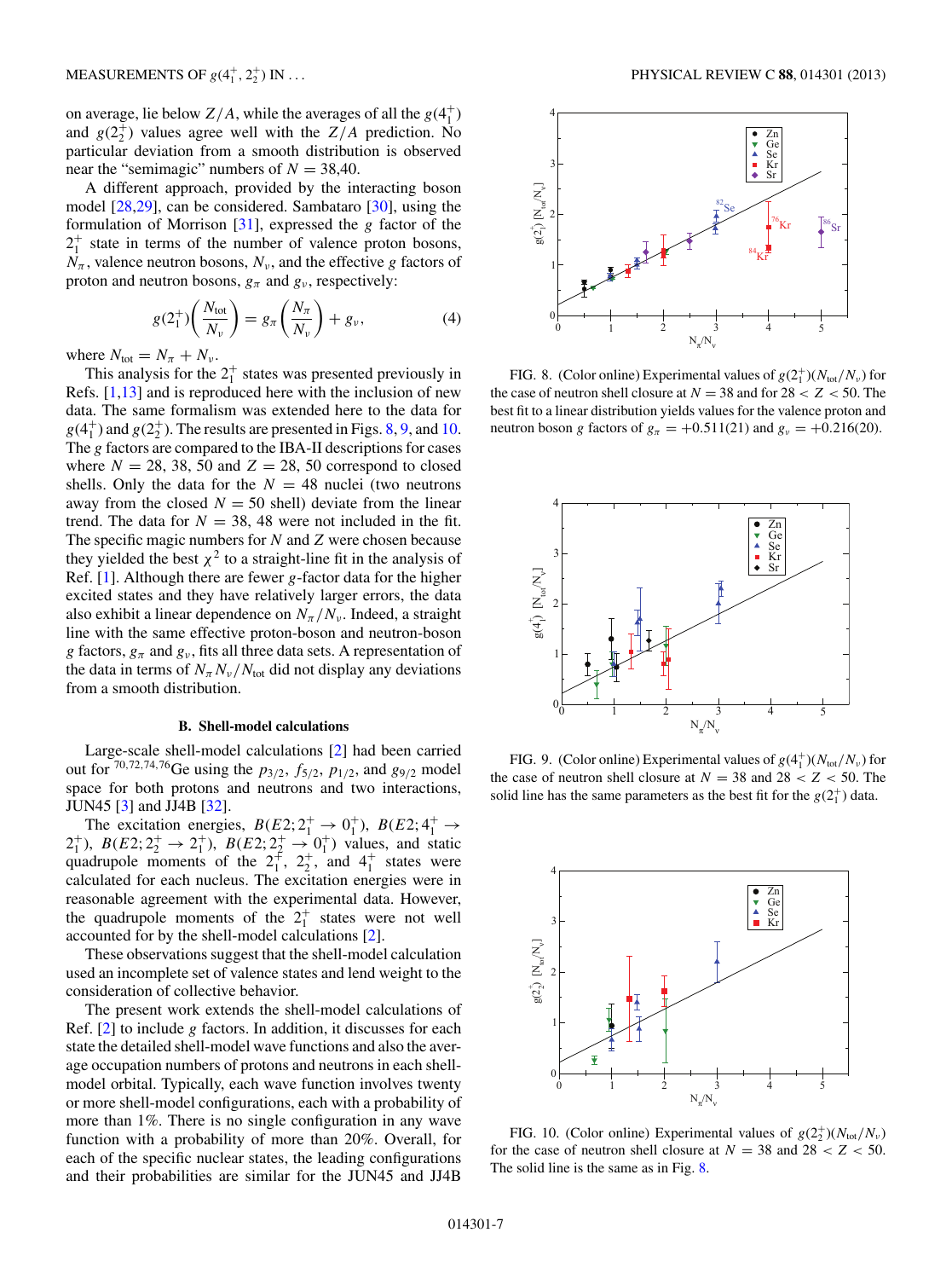on average, lie below $Z/A$, while the averages of all the $g(4_1^+)$ and $g(2_2^+)$ values agree well with the $Z/A$ prediction. No particular deviation from a smooth distribution is observed near the "semimagic" numbers of $N = 38,40$.

A different approach, provided by the interacting boson model [28,29], can be considered. Sambataro [30], using the formulation of Morrison [31], expressed the $g$ factor of the $2_1^+$ state in terms of the number of valence proton bosons, $N_\pi$, valence neutron bosons, $N_\nu$, and the effective $g$ factors of proton and neutron bosons, $g_\pi$ and $g_\nu$, respectively:

$$g(2_1^+)\left(\frac{N_{\text{tot}}}{N_\nu}\right) = g_\pi\left(\frac{N_\pi}{N_\nu}\right) + g_\nu, \tag{4}$$

where $N_{\text{tot}} = N_\pi + N_\nu$.

This analysis for the $2_1^+$ states was presented previously in Refs. [1,13] and is reproduced here with the inclusion of new data. The same formalism was extended here to the data for $g(4_1^+)$ and $g(2_2^+)$. The results are presented in Figs. 8, 9, and 10. The $g$ factors are compared to the IBA-II descriptions for cases where $N = 28$, 38, 50 and $Z = 28$, 50 correspond to closed shells. Only the data for the $N = 48$ nuclei (two neutrons away from the closed $N = 50$ shell) deviate from the linear trend. The data for $N = 38$, 48 were not included in the fit. The specific magic numbers for $N$ and $Z$ were chosen because they yielded the best $\chi^2$ to a straight-line fit in the analysis of Ref. [1]. Although there are fewer $g$-factor data for the higher excited states and they have relatively larger errors, the data also exhibit a linear dependence on $N_\pi/N_\nu$. Indeed, a straight line with the same effective proton-boson and neutron-boson $g$ factors, $g_\pi$ and $g_\nu$, fits all three data sets. A representation of the data in terms of $N_\pi N_\nu/N_{\text{tot}}$ did not display any deviations from a smooth distribution.

### B. Shell-model calculations

Large-scale shell-model calculations [2] had been carried out for $^{70,72,74,76}$Ge using the $p_{3/2}$, $f_{5/2}$, $p_{1/2}$, and $g_{9/2}$ model space for both protons and neutrons and two interactions, JUN45 [3] and JJ4B [32].

The excitation energies, $B(E2; 2_1^+ \to 0_1^+)$, $B(E2; 4_1^+ \to 2_1^+)$, $B(E2; 2_2^+ \to 2_1^+)$, $B(E2; 2_2^+ \to 0_1^+)$ values, and static quadrupole moments of the $2_1^+$, $2_2^+$, and $4_1^+$ states were calculated for each nucleus. The excitation energies were in reasonable agreement with the experimental data. However, the quadrupole moments of the $2_1^+$ states were not well accounted for by the shell-model calculations [2].

These observations suggest that the shell-model calculation used an incomplete set of valence states and lend weight to the consideration of collective behavior.

The present work extends the shell-model calculations of Ref. [2] to include $g$ factors. In addition, it discusses for each state the detailed shell-model wave functions and also the average occupation numbers of protons and neutrons in each shell-model orbital. Typically, each wave function involves twenty or more shell-model configurations, each with a probability of more than 1%. There is no single configuration in any wave function with a probability of more than 20%. Overall, for each of the specific nuclear states, the leading configurations and their probabilities are similar for the JUN45 and JJ4B

FIG. 8. (Color online) Experimental values of $g(2_1^+)(N_{\text{tot}}/N_\nu)$ for the case of neutron shell closure at $N = 38$ and for $28 < Z < 50$. The best fit to a linear distribution yields values for the valence proton and neutron boson $g$ factors of $g_\pi = +0.511(21)$ and $g_\nu = +0.216(20)$.

FIG. 9. (Color online) Experimental values of $g(4_1^+)(N_{\text{tot}}/N_\nu)$ for the case of neutron shell closure at $N = 38$ and $28 < Z < 50$. The solid line has the same parameters as the best fit for the $g(2_1^+)$ data.

FIG. 10. (Color online) Experimental values of $g(2_2^+)(N_{\text{tot}}/N_\nu)$ for the case of neutron shell closure at $N = 38$ and $28 < Z < 50$. The solid line is the same as in Fig. 8.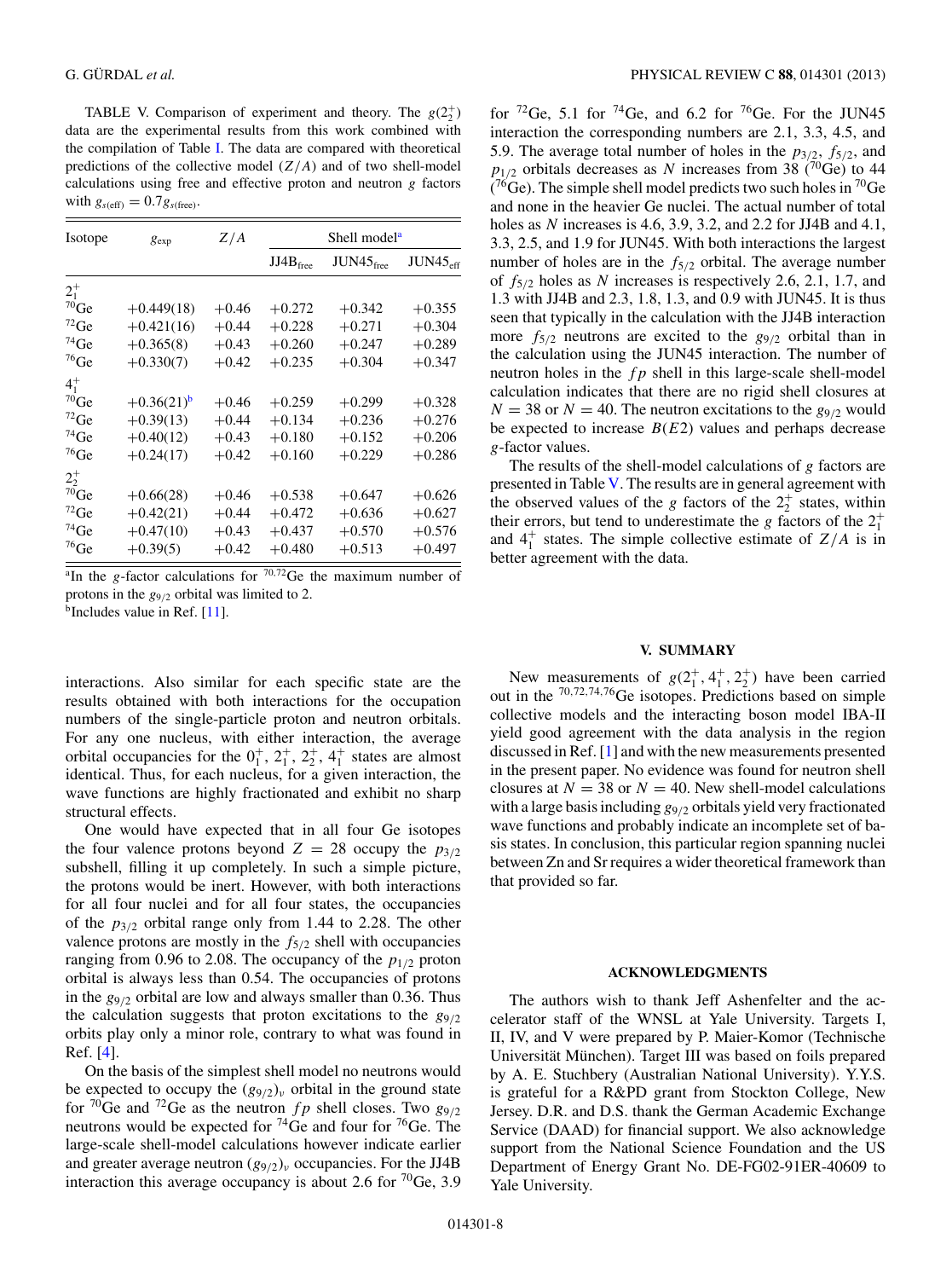TABLE V. Comparison of experiment and theory. The $g(2_2^+)$ data are the experimental results from this work combined with the compilation of Table I. The data are compared with theoretical predictions of the collective model $(Z/A)$ and of two shell-model calculations using free and effective proton and neutron $g$ factors with $g_{s(\mathrm{eff})} = 0.7 g_{s(\mathrm{free})}$.

| Isotope | $g_{\mathrm{exp}}$ | $Z/A$ | Shell model[a] | | |
|---|---|---|---|---|---|
| | | | $\mathrm{JJ4B}_{\mathrm{free}}$ | $\mathrm{JUN45}_{\mathrm{free}}$ | $\mathrm{JUN45}_{\mathrm{eff}}$ |
| $2_1^+$ | | | | | |
| $^{70}$Ge | +0.449(18) | +0.46 | +0.272 | +0.342 | +0.355 |
| $^{72}$Ge | +0.421(16) | +0.44 | +0.228 | +0.271 | +0.304 |
| $^{74}$Ge | +0.365(8) | +0.43 | +0.260 | +0.247 | +0.289 |
| $^{76}$Ge | +0.330(7) | +0.42 | +0.235 | +0.304 | +0.347 |
| $4_1^+$ | | | | | |
| $^{70}$Ge | +0.36(21)[b] | +0.46 | +0.259 | +0.299 | +0.328 |
| $^{72}$Ge | +0.39(13) | +0.44 | +0.134 | +0.236 | +0.276 |
| $^{74}$Ge | +0.40(12) | +0.43 | +0.180 | +0.152 | +0.206 |
| $^{76}$Ge | +0.24(17) | +0.42 | +0.160 | +0.229 | +0.286 |
| $2_2^+$ | | | | | |
| $^{70}$Ge | +0.66(28) | +0.46 | +0.538 | +0.647 | +0.626 |
| $^{72}$Ge | +0.42(21) | +0.44 | +0.472 | +0.636 | +0.627 |
| $^{74}$Ge | +0.47(10) | +0.43 | +0.437 | +0.570 | +0.576 |
| $^{76}$Ge | +0.39(5) | +0.42 | +0.480 | +0.513 | +0.497 |

[a]In the $g$-factor calculations for $^{70,72}$Ge the maximum number of protons in the $g_{9/2}$ orbital was limited to 2.

[b]Includes value in Ref. [11].

interactions. Also similar for each specific state are the results obtained with both interactions for the occupation numbers of the single-particle proton and neutron orbitals. For any one nucleus, with either interaction, the average orbital occupancies for the $0_1^+$, $2_1^+$, $2_2^+$, $4_1^+$ states are almost identical. Thus, for each nucleus, for a given interaction, the wave functions are highly fractionated and exhibit no sharp structural effects.

One would have expected that in all four Ge isotopes the four valence protons beyond $Z = 28$ occupy the $p_{3/2}$ subshell, filling it up completely. In such a simple picture, the protons would be inert. However, with both interactions for all four nuclei and for all four states, the occupancies of the $p_{3/2}$ orbital range only from 1.44 to 2.28. The other valence protons are mostly in the $f_{5/2}$ shell with occupancies ranging from 0.96 to 2.08. The occupancy of the $p_{1/2}$ proton orbital is always less than 0.54. The occupancies of protons in the $g_{9/2}$ orbital are low and always smaller than 0.36. Thus the calculation suggests that proton excitations to the $g_{9/2}$ orbits play only a minor role, contrary to what was found in Ref. [4].

On the basis of the simplest shell model no neutrons would be expected to occupy the $(g_{9/2})_\nu$ orbital in the ground state for $^{70}$Ge and $^{72}$Ge as the neutron $fp$ shell closes. Two $g_{9/2}$ neutrons would be expected for $^{74}$Ge and four for $^{76}$Ge. The large-scale shell-model calculations however indicate earlier and greater average neutron $(g_{9/2})_\nu$ occupancies. For the JJ4B interaction this average occupancy is about 2.6 for $^{70}$Ge, 3.9 for $^{72}$Ge, 5.1 for $^{74}$Ge, and 6.2 for $^{76}$Ge. For the JUN45 interaction the corresponding numbers are 2.1, 3.3, 4.5, and 5.9. The average total number of holes in the $p_{3/2}$, $f_{5/2}$, and $p_{1/2}$ orbitals decreases as $N$ increases from 38 ($^{70}$Ge) to 44 ($^{76}$Ge). The simple shell model predicts two such holes in $^{70}$Ge and none in the heavier Ge nuclei. The actual number of total holes as $N$ increases is 4.6, 3.9, 3.2, and 2.2 for JJ4B and 4.1, 3.3, 2.5, and 1.9 for JUN45. With both interactions the largest number of holes are in the $f_{5/2}$ orbital. The average number of $f_{5/2}$ holes as $N$ increases is respectively 2.6, 2.1, 1.7, and 1.3 with JJ4B and 2.3, 1.8, 1.3, and 0.9 with JUN45. It is thus seen that typically in the calculation with the JJ4B interaction more $f_{5/2}$ neutrons are excited to the $g_{9/2}$ orbital than in the calculation using the JUN45 interaction. The number of neutron holes in the $fp$ shell in this large-scale shell-model calculation indicates that there are no rigid shell closures at $N = 38$ or $N = 40$. The neutron excitations to the $g_{9/2}$ would be expected to increase $B(E2)$ values and perhaps decrease $g$-factor values.

The results of the shell-model calculations of $g$ factors are presented in Table V. The results are in general agreement with the observed values of the $g$ factors of the $2_2^+$ states, within their errors, but tend to underestimate the $g$ factors of the $2_1^+$ and $4_1^+$ states. The simple collective estimate of $Z/A$ is in better agreement with the data.

## V. SUMMARY

New measurements of $g(2_1^+, 4_1^+, 2_2^+)$ have been carried out in the $^{70,72,74,76}$Ge isotopes. Predictions based on simple collective models and the interacting boson model IBA-II yield good agreement with the data analysis in the region discussed in Ref. [1] and with the new measurements presented in the present paper. No evidence was found for neutron shell closures at $N = 38$ or $N = 40$. New shell-model calculations with a large basis including $g_{9/2}$ orbitals yield very fractionated wave functions and probably indicate an incomplete set of basis states. In conclusion, this particular region spanning nuclei between Zn and Sr requires a wider theoretical framework than that provided so far.

## ACKNOWLEDGMENTS

The authors wish to thank Jeff Ashenfelter and the accelerator staff of the WNSL at Yale University. Targets I, II, IV, and V were prepared by P. Maier-Komor (Technische Universität München). Target III was based on foils prepared by A. E. Stuchbery (Australian National University). Y.Y.S. is grateful for a R&PD grant from Stockton College, New Jersey. D.R. and D.S. thank the German Academic Exchange Service (DAAD) for financial support. We also acknowledge support from the National Science Foundation and the US Department of Energy Grant No. DE-FG02-91ER-40609 to Yale University.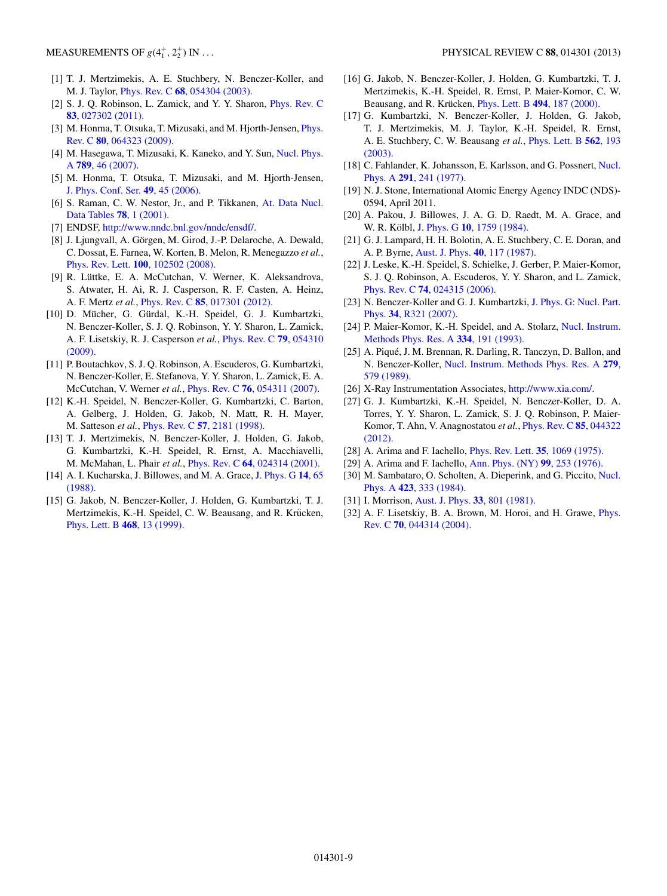[1] T. J. Mertzimekis, A. E. Stuchbery, N. Benczer-Koller, and M. J. Taylor, Phys. Rev. C **68**, 054304 (2003).

[2] S. J. Q. Robinson, L. Zamick, and Y. Y. Sharon, Phys. Rev. C **83**, 027302 (2011).

[3] M. Honma, T. Otsuka, T. Mizusaki, and M. Hjorth-Jensen, Phys. Rev. C **80**, 064323 (2009).

[4] M. Hasegawa, T. Mizusaki, K. Kaneko, and Y. Sun, Nucl. Phys. A **789**, 46 (2007).

[5] M. Honma, T. Otsuka, T. Mizusaki, and M. Hjorth-Jensen, J. Phys. Conf. Ser. **49**, 45 (2006).

[6] S. Raman, C. W. Nestor, Jr., and P. Tikkanen, At. Data Nucl. Data Tables **78**, 1 (2001).

[7] ENDSF, http://www.nndc.bnl.gov/nndc/ensdf/.

[8] J. Ljungvall, A. Görgen, M. Girod, J.-P. Delaroche, A. Dewald, C. Dossat, E. Farnea, W. Korten, B. Melon, R. Menegazzo *et al.*, Phys. Rev. Lett. **100**, 102502 (2008).

[9] R. Lüttke, E. A. McCutchan, V. Werner, K. Aleksandrova, S. Atwater, H. Ai, R. J. Casperson, R. F. Casten, A. Heinz, A. F. Mertz *et al.*, Phys. Rev. C **85**, 017301 (2012).

[10] D. Mücher, G. Gürdal, K.-H. Speidel, G. J. Kumbartzki, N. Benczer-Koller, S. J. Q. Robinson, Y. Y. Sharon, L. Zamick, A. F. Lisetskiy, R. J. Casperson *et al.*, Phys. Rev. C **79**, 054310 (2009).

[11] P. Boutachkov, S. J. Q. Robinson, A. Escuderos, G. Kumbartzki, N. Benczer-Koller, E. Stefanova, Y. Y. Sharon, L. Zamick, E. A. McCutchan, V. Werner *et al.*, Phys. Rev. C **76**, 054311 (2007).

[12] K.-H. Speidel, N. Benczer-Koller, G. Kumbartzki, C. Barton, A. Gelberg, J. Holden, G. Jakob, N. Matt, R. H. Mayer, M. Satteson *et al.*, Phys. Rev. C **57**, 2181 (1998).

[13] T. J. Mertzimekis, N. Benczer-Koller, J. Holden, G. Jakob, G. Kumbartzki, K.-H. Speidel, R. Ernst, A. Macchiavelli, M. McMahan, L. Phair *et al.*, Phys. Rev. C **64**, 024314 (2001).

[14] A. I. Kucharska, J. Billowes, and M. A. Grace, J. Phys. G **14**, 65 (1988).

[15] G. Jakob, N. Benczer-Koller, J. Holden, G. Kumbartzki, T. J. Mertzimekis, K.-H. Speidel, C. W. Beausang, and R. Krücken, Phys. Lett. B **468**, 13 (1999).

[16] G. Jakob, N. Benczer-Koller, J. Holden, G. Kumbartzki, T. J. Mertzimekis, K.-H. Speidel, R. Ernst, P. Maier-Komor, C. W. Beausang, and R. Krücken, Phys. Lett. B **494**, 187 (2000).

[17] G. Kumbartzki, N. Benczer-Koller, J. Holden, G. Jakob, T. J. Mertzimekis, M. J. Taylor, K.-H. Speidel, R. Ernst, A. E. Stuchbery, C. W. Beausang *et al.*, Phys. Lett. B **562**, 193 (2003).

[18] C. Fahlander, K. Johansson, E. Karlsson, and G. Possnert, Nucl. Phys. A **291**, 241 (1977).

[19] N. J. Stone, International Atomic Energy Agency INDC (NDS)-0594, April 2011.

[20] A. Pakou, J. Billowes, J. A. G. D. Raedt, M. A. Grace, and W. R. Kölbl, J. Phys. G **10**, 1759 (1984).

[21] G. J. Lampard, H. H. Bolotin, A. E. Stuchbery, C. E. Doran, and A. P. Byrne, Aust. J. Phys. **40**, 117 (1987).

[22] J. Leske, K.-H. Speidel, S. Schielke, J. Gerber, P. Maier-Komor, S. J. Q. Robinson, A. Escuderos, Y. Y. Sharon, and L. Zamick, Phys. Rev. C **74**, 024315 (2006).

[23] N. Benczer-Koller and G. J. Kumbartzki, J. Phys. G: Nucl. Part. Phys. **34**, R321 (2007).

[24] P. Maier-Komor, K.-H. Speidel, and A. Stolarz, Nucl. Instrum. Methods Phys. Res. A **334**, 191 (1993).

[25] A. Piqué, J. M. Brennan, R. Darling, R. Tanczyn, D. Ballon, and N. Benczer-Koller, Nucl. Instrum. Methods Phys. Res. A **279**, 579 (1989).

[26] X-Ray Instrumentation Associates, http://www.xia.com/.

[27] G. J. Kumbartzki, K.-H. Speidel, N. Benczer-Koller, D. A. Torres, Y. Y. Sharon, L. Zamick, S. J. Q. Robinson, P. Maier-Komor, T. Ahn, V. Anagnostatou *et al.*, Phys. Rev. C **85**, 044322 (2012).

[28] A. Arima and F. Iachello, Phys. Rev. Lett. **35**, 1069 (1975).

[29] A. Arima and F. Iachello, Ann. Phys. (NY) **99**, 253 (1976).

[30] M. Sambataro, O. Scholten, A. Dieperink, and G. Piccito, Nucl. Phys. A **423**, 333 (1984).

[31] I. Morrison, Aust. J. Phys. **33**, 801 (1981).

[32] A. F. Lisetskiy, B. A. Brown, M. Horoi, and H. Grawe, Phys. Rev. C **70**, 044314 (2004).